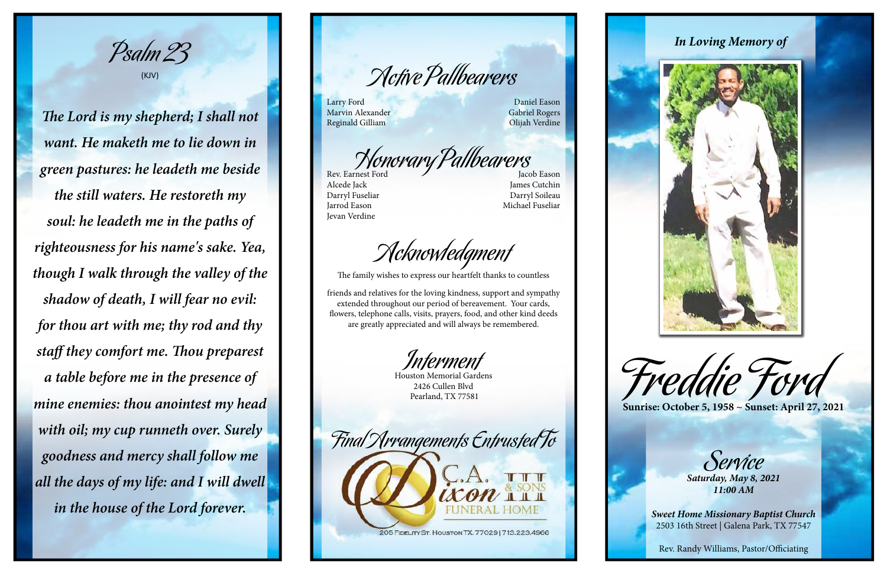## Psalm 23

(KJV)

***The Lord is my shepherd; I shall not want. He maketh me to lie down in green pastures: he leadeth me beside the still waters. He restoreth my soul: he leadeth me in the paths of righteousness for his name's sake. Yea, though I walk through the valley of the shadow of death, I will fear no evil: for thou art with me; thy rod and thy staff they comfort me. Thou preparest a table before me in the presence of mine enemies: thou anointest my head with oil; my cup runneth over. Surely goodness and mercy shall follow me all the days of my life: and I will dwell in the house of the Lord forever.***

## Active Pallbearers

Larry Ford
Marvin Alexander
Reginald Gilliam
Daniel Eason
Gabriel Rogers
Olijah Verdine

## Honorary Pallbearers

Rev. Earnest Ford
Alcede Jack
Darryl Fuseliar
Jarrod Eason
Jevan Verdine
Jacob Eason
James Cutchin
Darryl Soileau
Michael Fuseliar

## Acknowledgment

The family wishes to express our heartfelt thanks to countless

friends and relatives for the loving kindness, support and sympathy extended throughout our period of bereavement. Your cards, flowers, telephone calls, visits, prayers, food, and other kind deeds are greatly appreciated and will always be remembered.

## Interment

Houston Memorial Gardens
2426 Cullen Blvd
Pearland, TX 77581

## Final Arrangements Entrusted To

C.A. Dixon III & Sons Funeral Home

205 Fidelity St. Houston TX. 77029 | 713.223.4966

***In Loving Memory of***

# Freddie Ford

**Sunrise: October 5, 1958 ~ Sunset: April 27, 2021**

## Service

***Saturday, May 8, 2021***
***11:00 AM***

***Sweet Home Missionary Baptist Church***
2503 16th Street | Galena Park, TX 77547

Rev. Randy Williams, Pastor/Officiating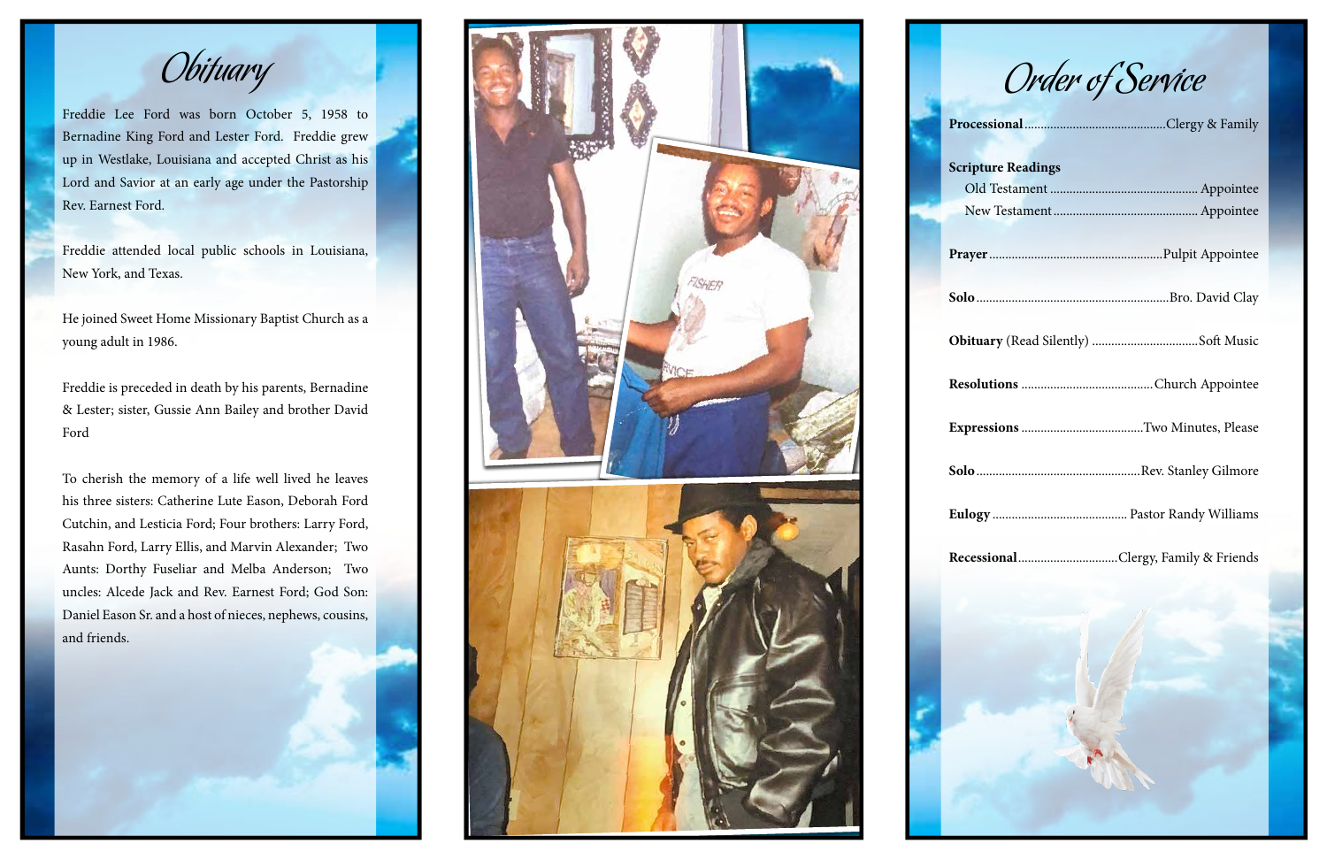# Obituary

Freddie Lee Ford was born October 5, 1958 to Bernadine King Ford and Lester Ford. Freddie grew up in Westlake, Louisiana and accepted Christ as his Lord and Savior at an early age under the Pastorship Rev. Earnest Ford.

Freddie attended local public schools in Louisiana, New York, and Texas.

He joined Sweet Home Missionary Baptist Church as a young adult in 1986.

Freddie is preceded in death by his parents, Bernadine & Lester; sister, Gussie Ann Bailey and brother David Ford

To cherish the memory of a life well lived he leaves his three sisters: Catherine Lute Eason, Deborah Ford Cutchin, and Lesticia Ford; Four brothers: Larry Ford, Rasahn Ford, Larry Ellis, and Marvin Alexander; Two Aunts: Dorthy Fuseliar and Melba Anderson; Two uncles: Alcede Jack and Rev. Earnest Ford; God Son: Daniel Eason Sr. and a host of nieces, nephews, cousins, and friends.

# Order of Service

**Processional**............................................Clergy & Family

**Scripture Readings**

Old Testament ............................................. Appointee

New Testament ............................................ Appointee

**Prayer**.....................................................Pulpit Appointee

**Solo**...........................................................Bro. David Clay

**Obituary** (Read Silently) ................................Soft Music

**Resolutions** .........................................Church Appointee

**Expressions** ......................................Two Minutes, Please

**Solo**..................................................Rev. Stanley Gilmore

**Eulogy** .......................................... Pastor Randy Williams

**Recessional**...............................Clergy, Family & Friends